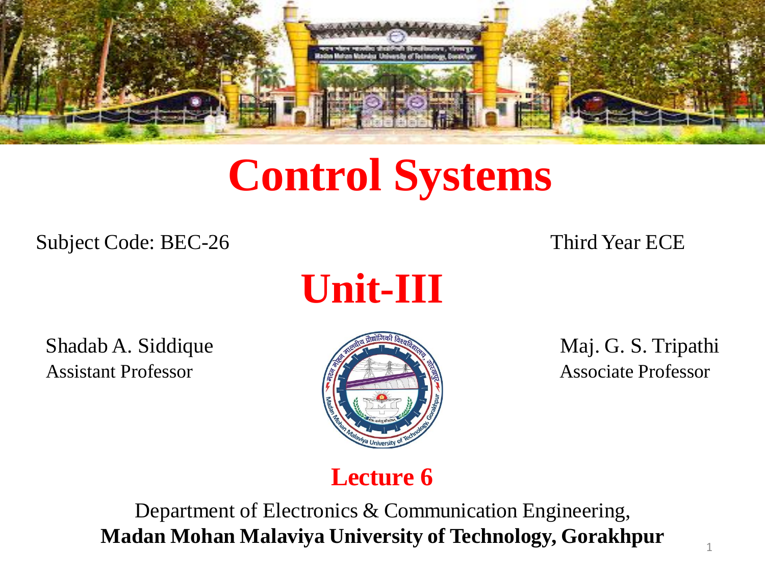# Control Systems

Subject Code: BEC-26

Third Year ECE

## Unit-III

Shadab A. Siddique
Assistant Professor

Maj. G. S. Tripathi
Associate Professor

**Lecture 6**

Department of Electronics & Communication Engineering,
**Madan Mohan Malaviya University of Technology, Gorakhpur**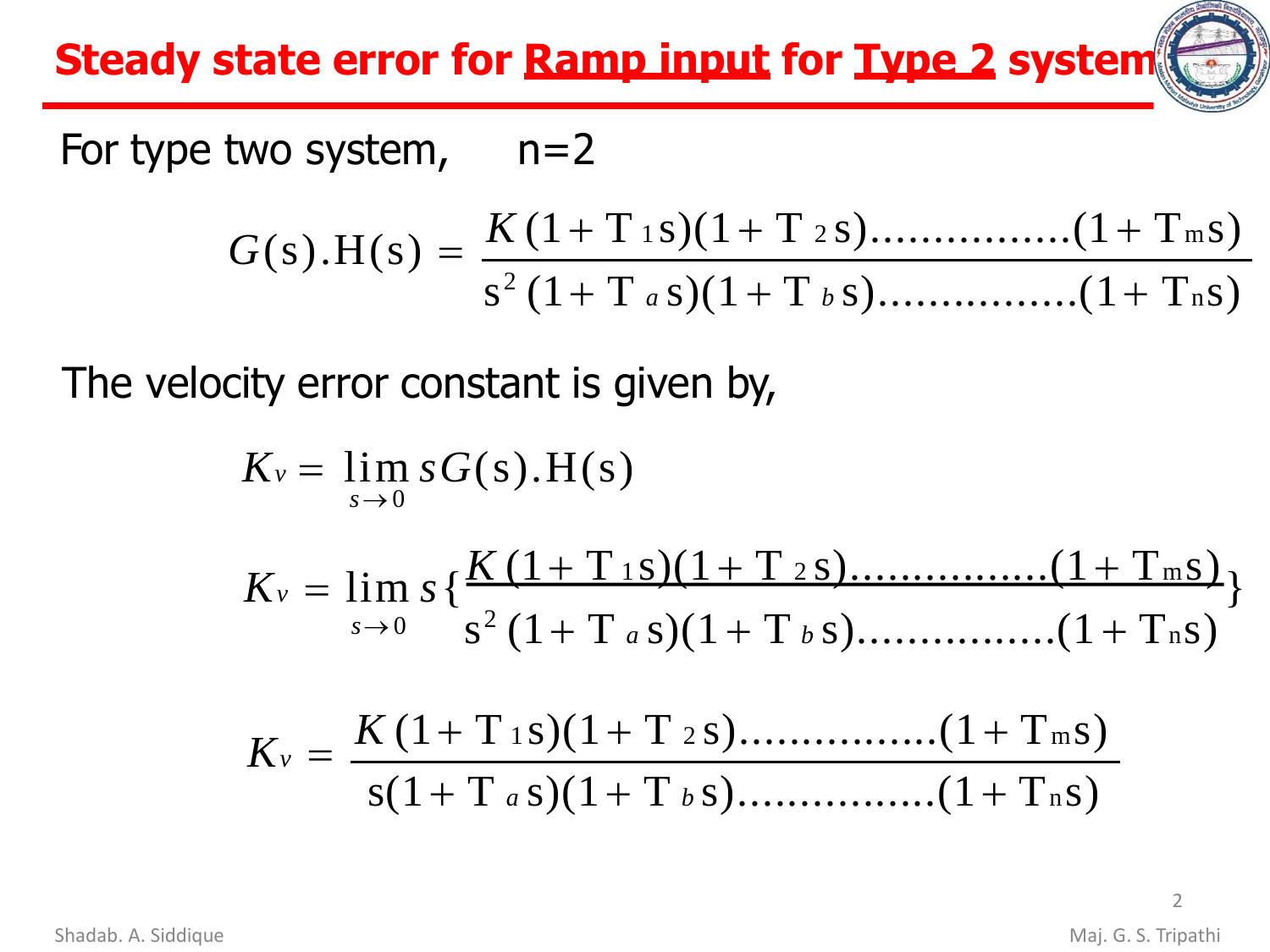# Steady state error for Ramp input for Type 2 system

For type two system, n=2

$$G(s).H(s) = \frac{K(1+T_1 s)(1+T_2 s)................(1+T_m s)}{s^2(1+T_a s)(1+T_b s)................(1+T_n s)}$$

The velocity error constant is given by,

$$K_v = \lim_{s \to 0} sG(s).H(s)$$

$$K_v = \lim_{s \to 0} s\left\{\frac{K(1+T_1 s)(1+T_2 s)................(1+T_m s)}{s^2(1+T_a s)(1+T_b s)................(1+T_n s)}\right\}$$

$$K_v = \frac{K(1+T_1 s)(1+T_2 s)................(1+T_m s)}{s(1+T_a s)(1+T_b s)................(1+T_n s)}$$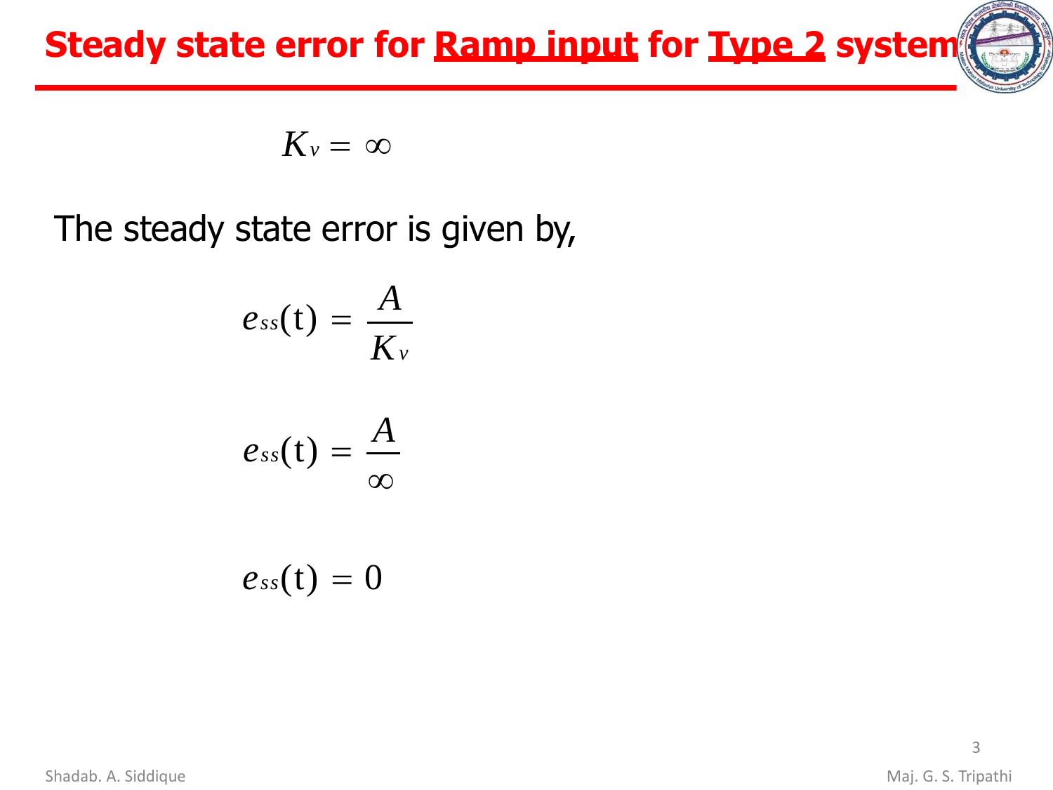# Steady state error for **Ramp input** for **Type 2** system

$$K_v = \infty$$

The steady state error is given by,

$$e_{ss}(t) = \frac{A}{K_v}$$

$$e_{ss}(t) = \frac{A}{\infty}$$

$$e_{ss}(t) = 0$$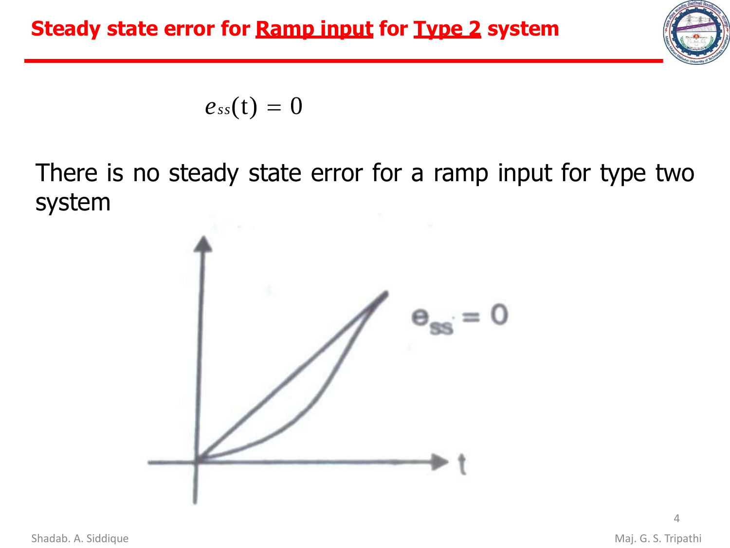# Steady state error for Ramp input for Type 2 system

$$e_{ss}(t) = 0$$

There is no steady state error for a ramp input for type two system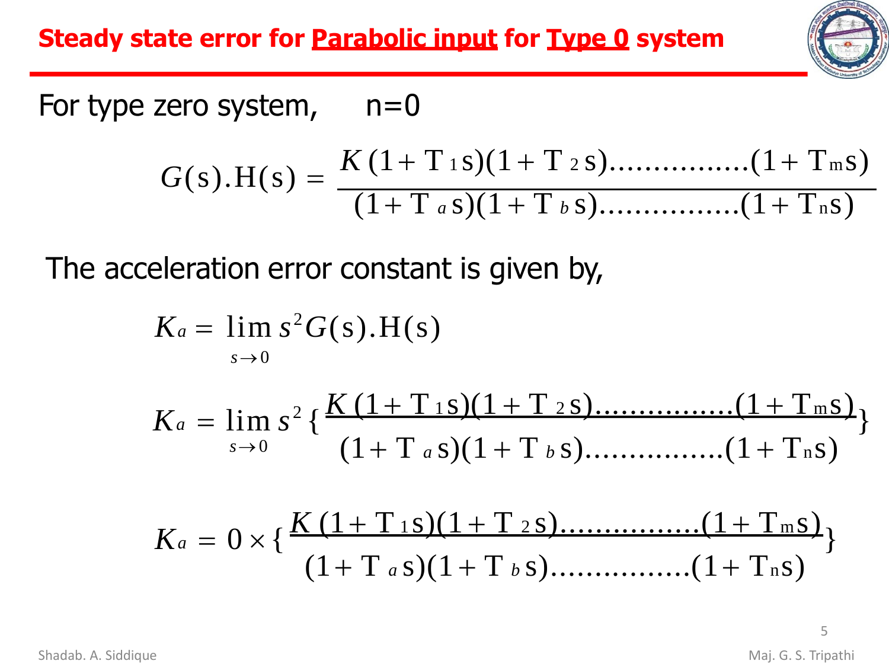## Steady state error for Parabolic input for Type 0 system

For type zero system, $n=0$

$$G(s).H(s) = \frac{K(1+T_1 s)(1+T_2 s)\ldots\ldots\ldots\ldots\ldots(1+T_m s)}{(1+T_a s)(1+T_b s)\ldots\ldots\ldots\ldots\ldots(1+T_n s)}$$

The acceleration error constant is given by,

$$K_a = \lim_{s \to 0} s^2 G(s).H(s)$$

$$K_a = \lim_{s \to 0} s^2 \left\{ \frac{K(1+T_1 s)(1+T_2 s)\ldots\ldots\ldots\ldots\ldots(1+T_m s)}{(1+T_a s)(1+T_b s)\ldots\ldots\ldots\ldots\ldots(1+T_n s)} \right\}$$

$$K_a = 0 \times \left\{ \frac{K(1+T_1 s)(1+T_2 s)\ldots\ldots\ldots\ldots\ldots(1+T_m s)}{(1+T_a s)(1+T_b s)\ldots\ldots\ldots\ldots\ldots(1+T_n s)} \right\}$$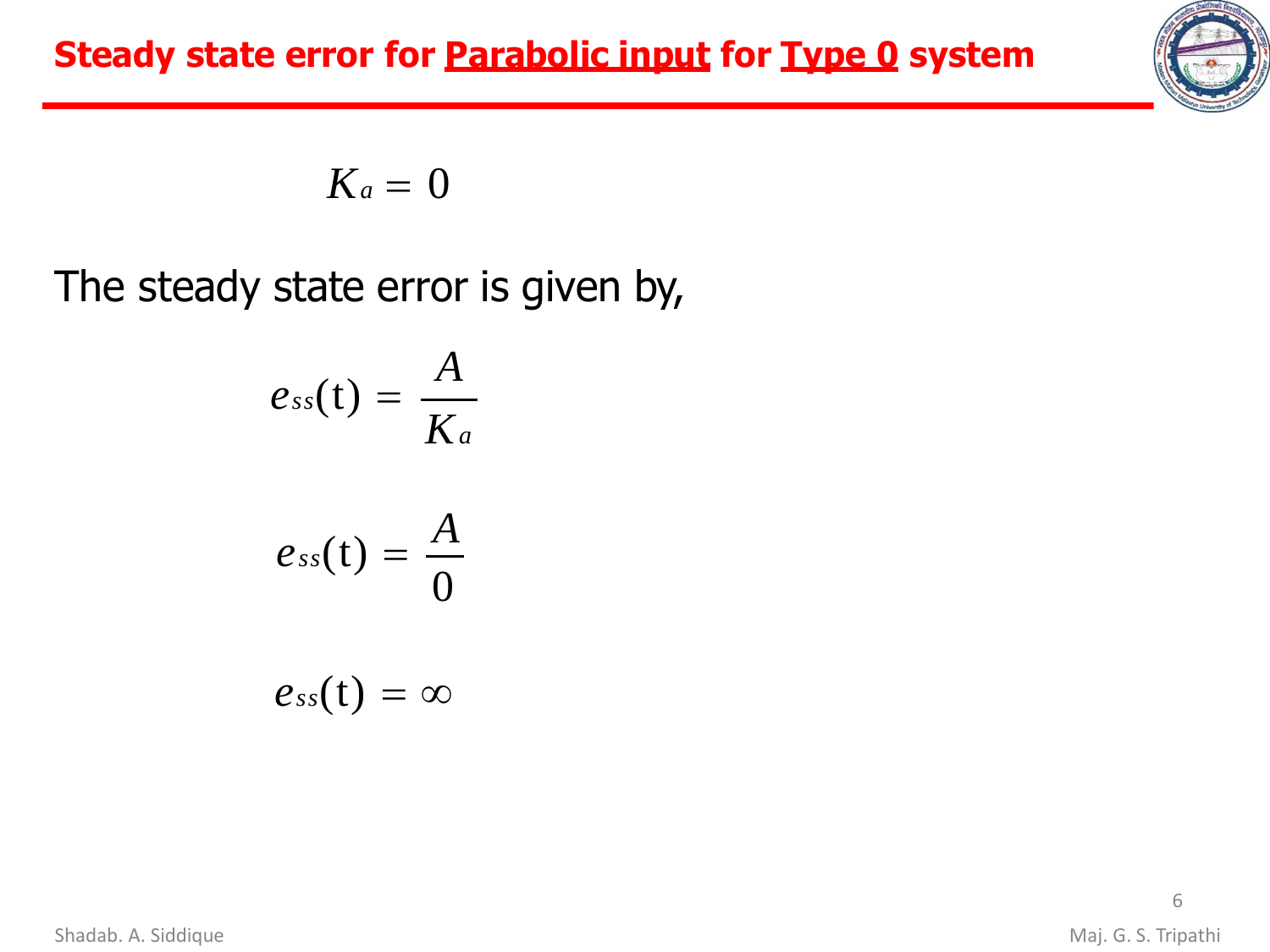# Steady state error for Parabolic input for Type 0 system

$$K_a = 0$$

The steady state error is given by,

$$e_{ss}(\mathrm{t}) = \frac{A}{K_a}$$

$$e_{ss}(\mathrm{t}) = \frac{A}{0}$$

$$e_{ss}(\mathrm{t}) = \infty$$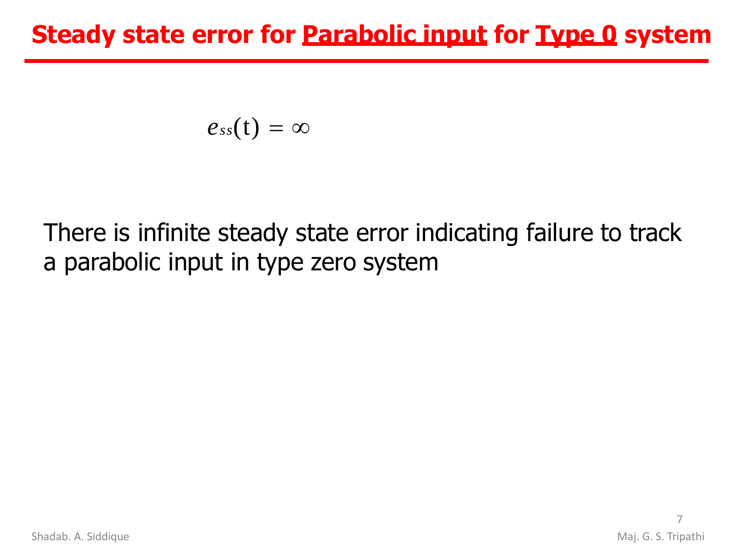# Steady state error for Parabolic input for Type 0 system

$$e_{ss}(t) = \infty$$

There is infinite steady state error indicating failure to track a parabolic input in type zero system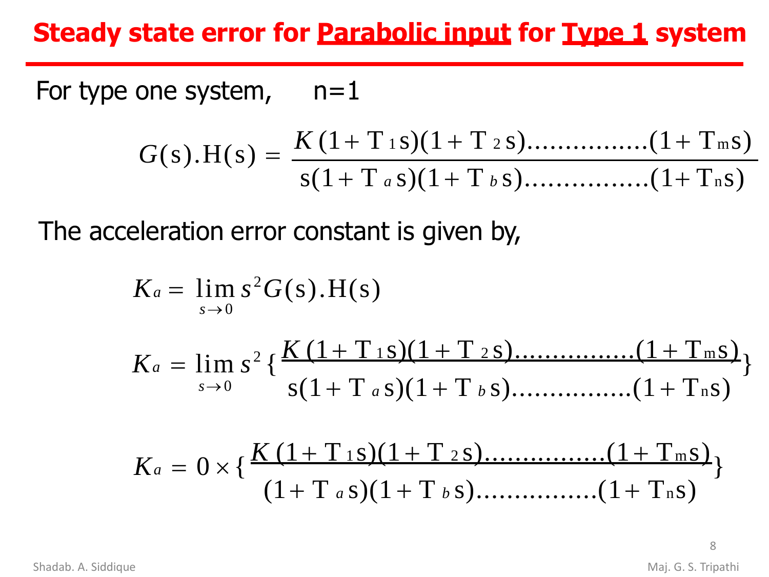# Steady state error for **Parabolic input** for **Type 1** system

For type one system, n=1

$$G(s).H(s) = \frac{K(1+T_1 s)(1+T_2 s)\ldots\ldots\ldots\ldots\ldots(1+T_m s)}{s(1+T_a s)(1+T_b s)\ldots\ldots\ldots\ldots\ldots(1+T_n s)}$$

The acceleration error constant is given by,

$$K_a = \lim_{s \to 0} s^2 G(s).H(s)$$

$$K_a = \lim_{s \to 0} s^2 \left\{ \frac{K(1+T_1 s)(1+T_2 s)\ldots\ldots\ldots\ldots\ldots(1+T_m s)}{s(1+T_a s)(1+T_b s)\ldots\ldots\ldots\ldots\ldots(1+T_n s)} \right\}$$

$$K_a = 0 \times \left\{ \frac{K(1+T_1 s)(1+T_2 s)\ldots\ldots\ldots\ldots\ldots(1+T_m s)}{(1+T_a s)(1+T_b s)\ldots\ldots\ldots\ldots\ldots(1+T_n s)} \right\}$$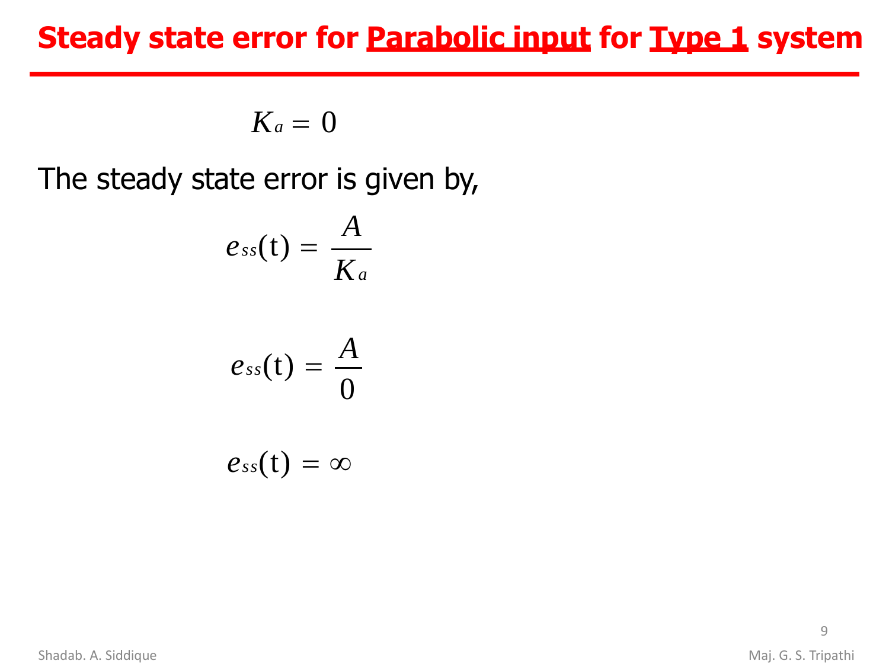# Steady state error for Parabolic input for Type 1 system

$$K_a = 0$$

The steady state error is given by,

$$e_{ss}(\mathrm{t}) = \frac{A}{K_a}$$

$$e_{ss}(\mathrm{t}) = \frac{A}{0}$$

$$e_{ss}(\mathrm{t}) = \infty$$

Shadab. A. Siddique

Maj. G. S. Tripathi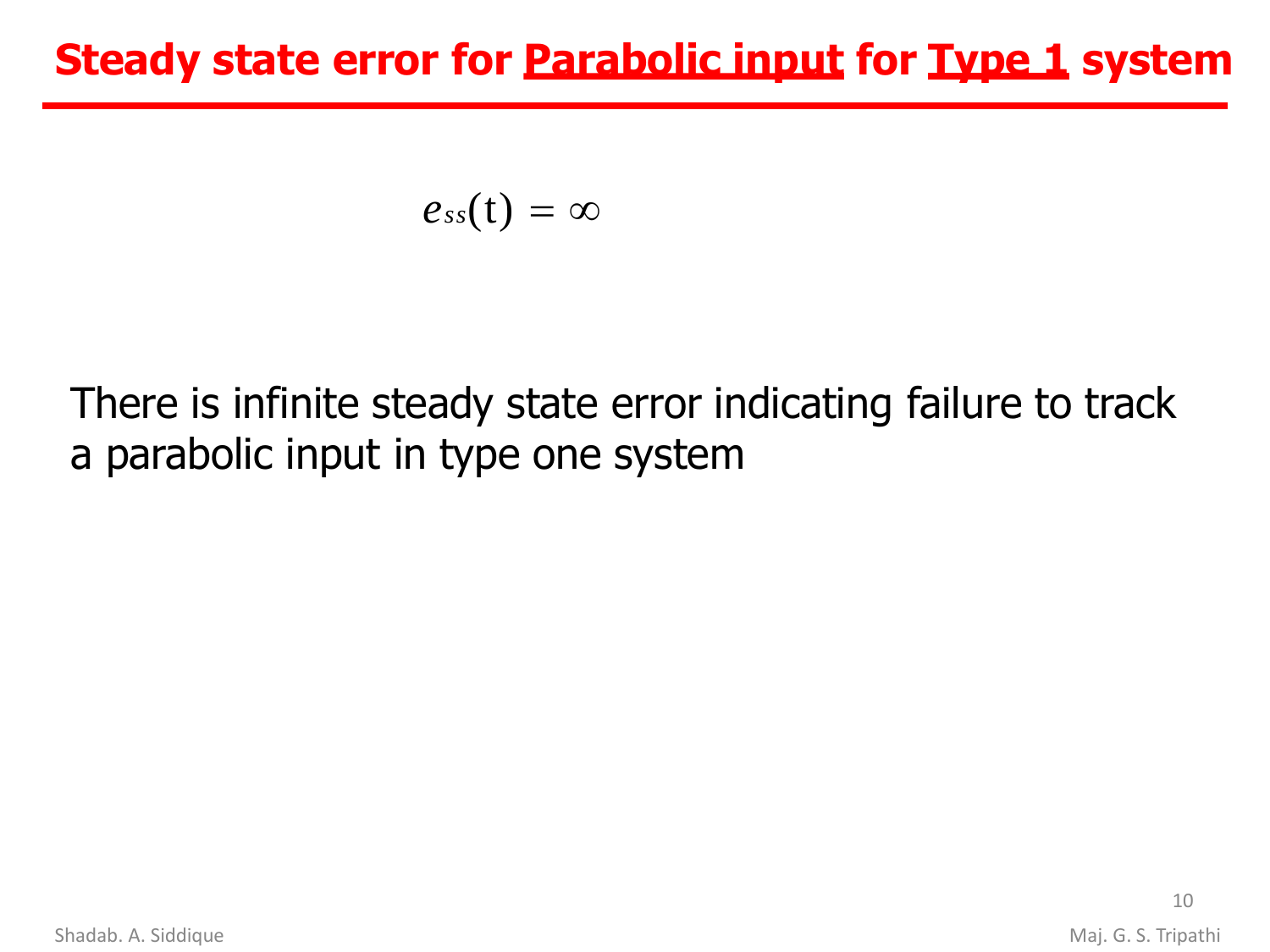# Steady state error for **Parabolic input** for **Type 1** system

$$e_{ss}(\mathrm{t}) = \infty$$

There is infinite steady state error indicating failure to track a parabolic input in type one system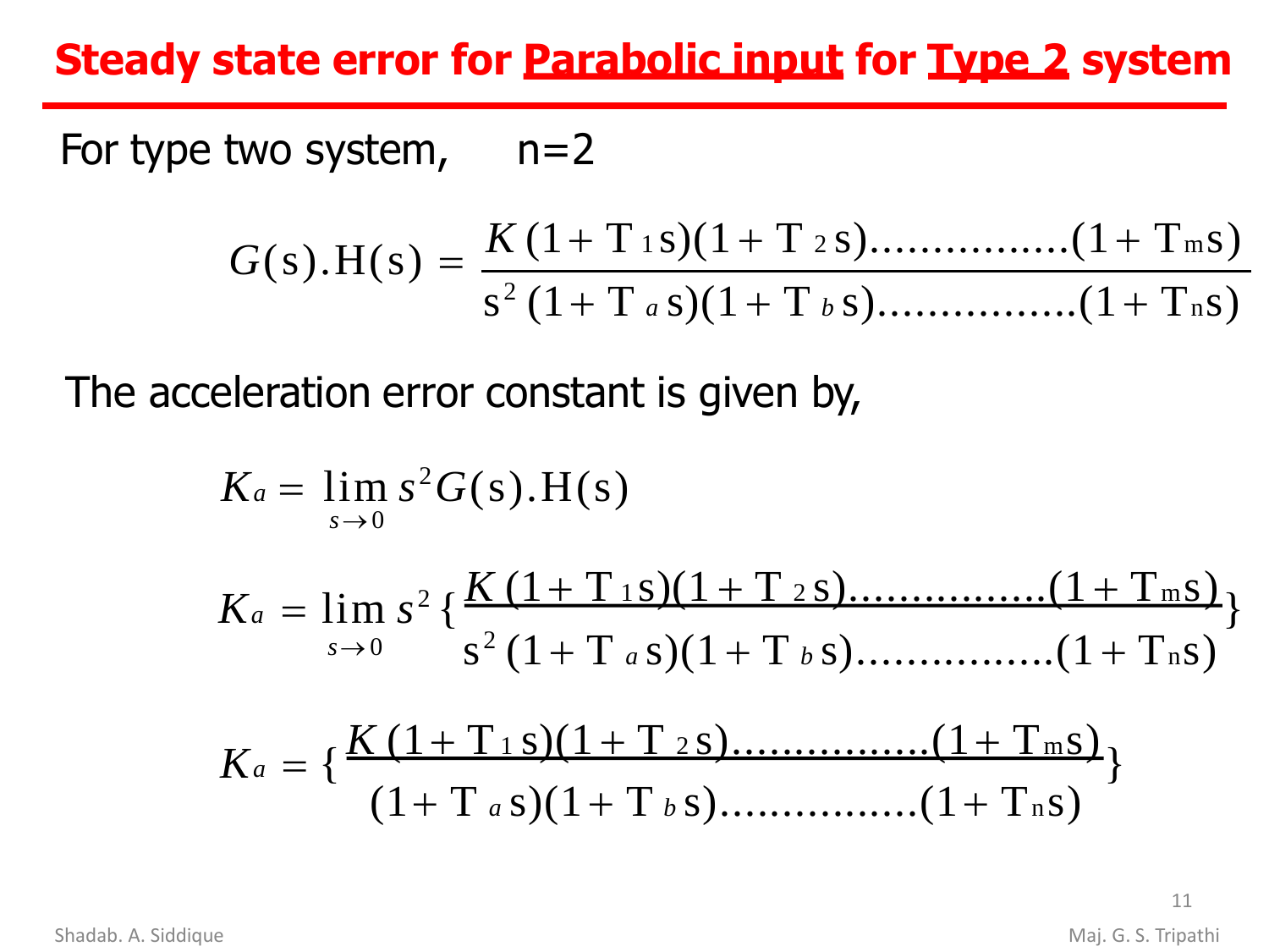## Steady state error for Parabolic input for Type 2 system

For type two system, n=2

$$G(s).H(s) = \frac{K(1+T_1 s)(1+T_2 s)\ldots\ldots\ldots\ldots\ldots(1+T_m s)}{s^2(1+T_a s)(1+T_b s)\ldots\ldots\ldots\ldots\ldots(1+T_n s)}$$

The acceleration error constant is given by,

$$K_a = \lim_{s \to 0} s^2 G(s).H(s)$$

$$K_a = \lim_{s \to 0} s^2 \left\{ \frac{K(1+T_1 s)(1+T_2 s)\ldots\ldots\ldots\ldots\ldots(1+T_m s)}{s^2(1+T_a s)(1+T_b s)\ldots\ldots\ldots\ldots\ldots(1+T_n s)} \right\}$$

$$K_a = \left\{ \frac{K(1+T_1 s)(1+T_2 s)\ldots\ldots\ldots\ldots\ldots(1+T_m s)}{(1+T_a s)(1+T_b s)\ldots\ldots\ldots\ldots\ldots(1+T_n s)} \right\}$$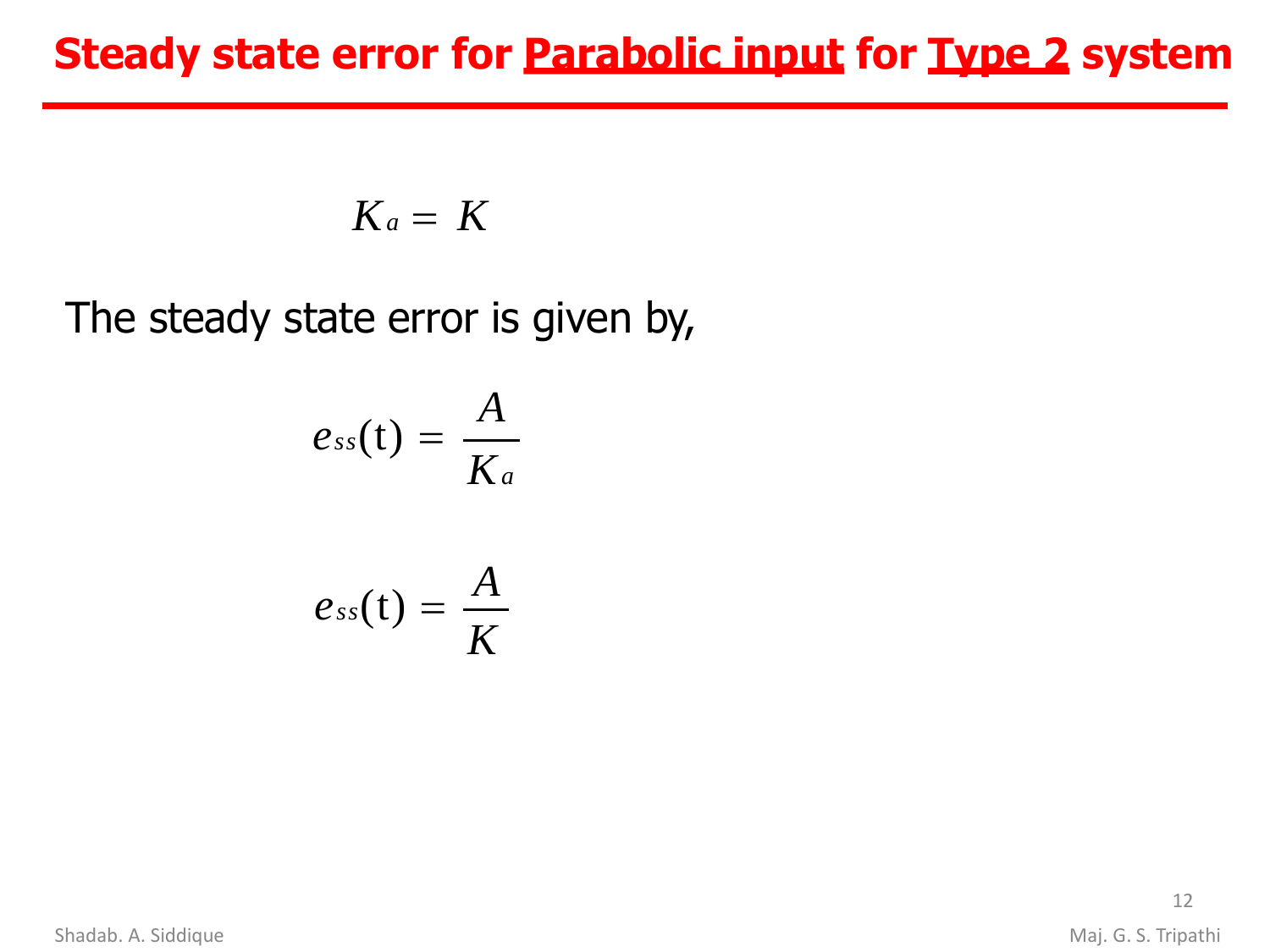# Steady state error for Parabolic input for Type 2 system

$$K_a = K$$

The steady state error is given by,

$$e_{ss}(\mathrm{t}) = \frac{A}{K_a}$$

$$e_{ss}(\mathrm{t}) = \frac{A}{K}$$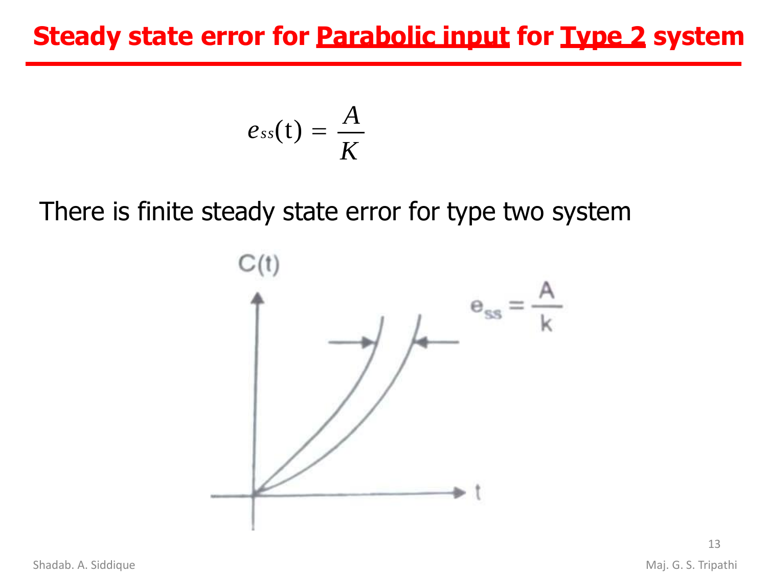# Steady state error for Parabolic input for Type 2 system

$$e_{ss}(\mathrm{t}) = \frac{A}{K}$$

There is finite steady state error for type two system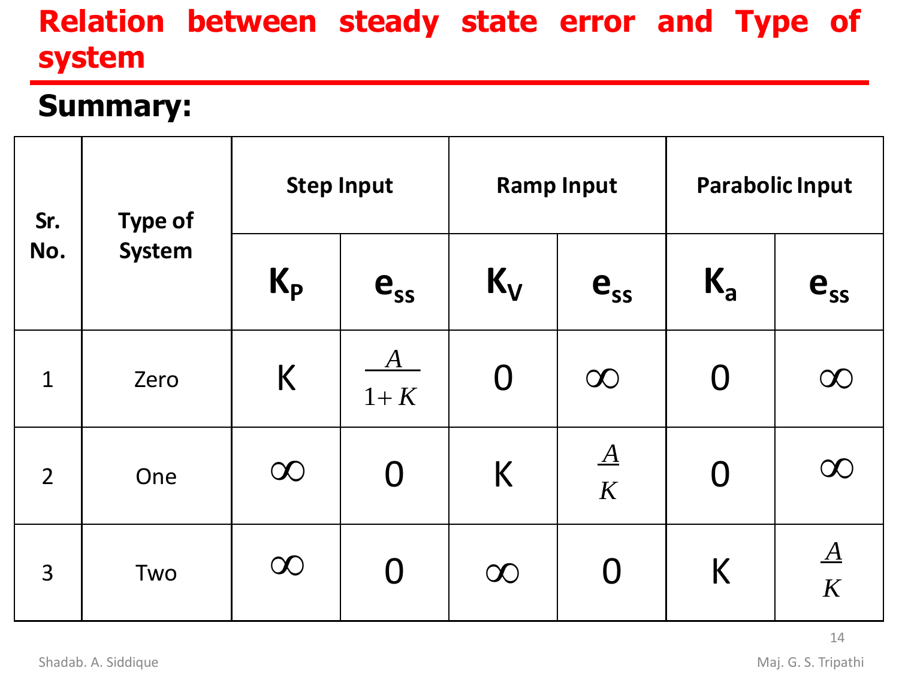# Relation between steady state error and Type of system

## Summary:

| Sr. No. | Type of System | Step Input | | Ramp Input | | Parabolic Input | |
|---|---|---|---|---|---|---|---|
| | | $K_P$ | $e_{ss}$ | $K_V$ | $e_{ss}$ | $K_a$ | $e_{ss}$ |
| 1 | Zero | K | $\frac{A}{1+K}$ | 0 | $\infty$ | 0 | $\infty$ |
| 2 | One | $\infty$ | 0 | K | $\frac{A}{K}$ | 0 | $\infty$ |
| 3 | Two | $\infty$ | 0 | $\infty$ | 0 | K | $\frac{A}{K}$ |

Shadab. A. Siddique

Maj. G. S. Tripathi